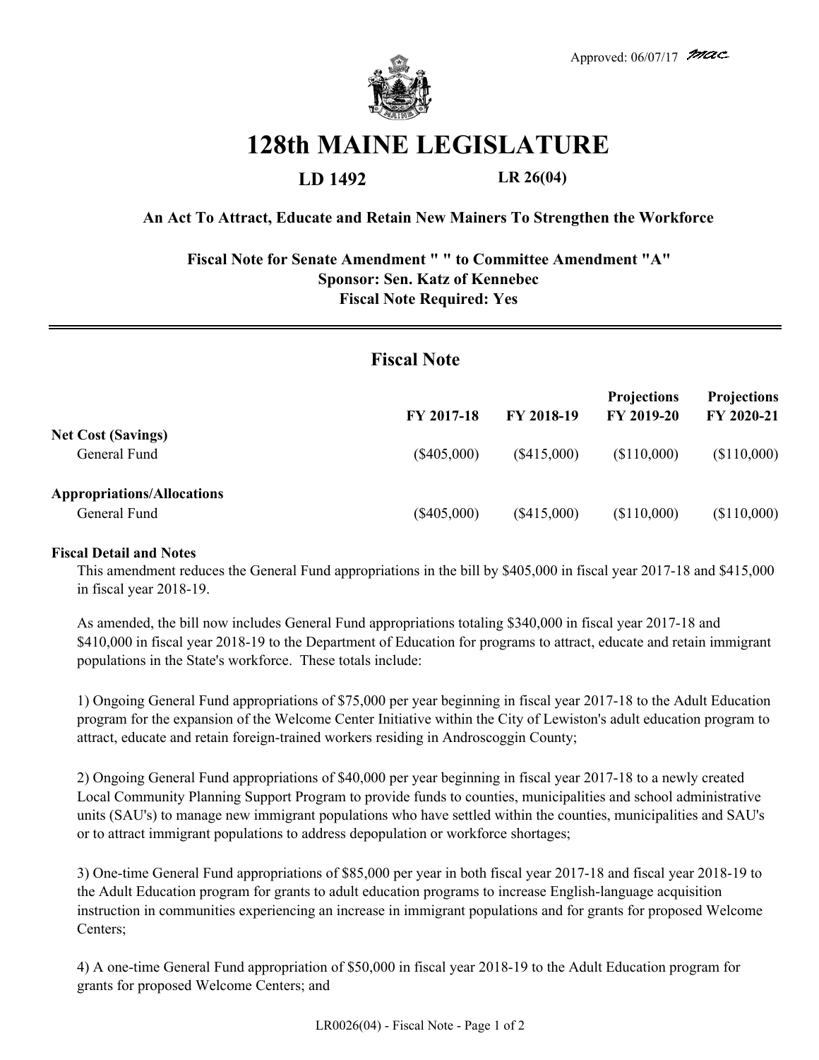Approved: 06/07/17 mac

# 128th MAINE LEGISLATURE

**LD 1492** **LR 26(04)**

**An Act To Attract, Educate and Retain New Mainers To Strengthen the Workforce**

**Fiscal Note for Senate Amendment " " to Committee Amendment "A"**
**Sponsor: Sen. Katz of Kennebec**
**Fiscal Note Required: Yes**

## Fiscal Note

| | FY 2017-18 | FY 2018-19 | Projections FY 2019-20 | Projections FY 2020-21 |
|---|---|---|---|---|
| **Net Cost (Savings)** | | | | |
| General Fund | ($405,000) | ($415,000) | ($110,000) | ($110,000) |
| **Appropriations/Allocations** | | | | |
| General Fund | ($405,000) | ($415,000) | ($110,000) | ($110,000) |

**Fiscal Detail and Notes**

This amendment reduces the General Fund appropriations in the bill by $405,000 in fiscal year 2017-18 and $415,000 in fiscal year 2018-19.

As amended, the bill now includes General Fund appropriations totaling $340,000 in fiscal year 2017-18 and $410,000 in fiscal year 2018-19 to the Department of Education for programs to attract, educate and retain immigrant populations in the State's workforce. These totals include:

1) Ongoing General Fund appropriations of $75,000 per year beginning in fiscal year 2017-18 to the Adult Education program for the expansion of the Welcome Center Initiative within the City of Lewiston's adult education program to attract, educate and retain foreign-trained workers residing in Androscoggin County;

2) Ongoing General Fund appropriations of $40,000 per year beginning in fiscal year 2017-18 to a newly created Local Community Planning Support Program to provide funds to counties, municipalities and school administrative units (SAU's) to manage new immigrant populations who have settled within the counties, municipalities and SAU's or to attract immigrant populations to address depopulation or workforce shortages;

3) One-time General Fund appropriations of $85,000 per year in both fiscal year 2017-18 and fiscal year 2018-19 to the Adult Education program for grants to adult education programs to increase English-language acquisition instruction in communities experiencing an increase in immigrant populations and for grants for proposed Welcome Centers;

4) A one-time General Fund appropriation of $50,000 in fiscal year 2018-19 to the Adult Education program for grants for proposed Welcome Centers; and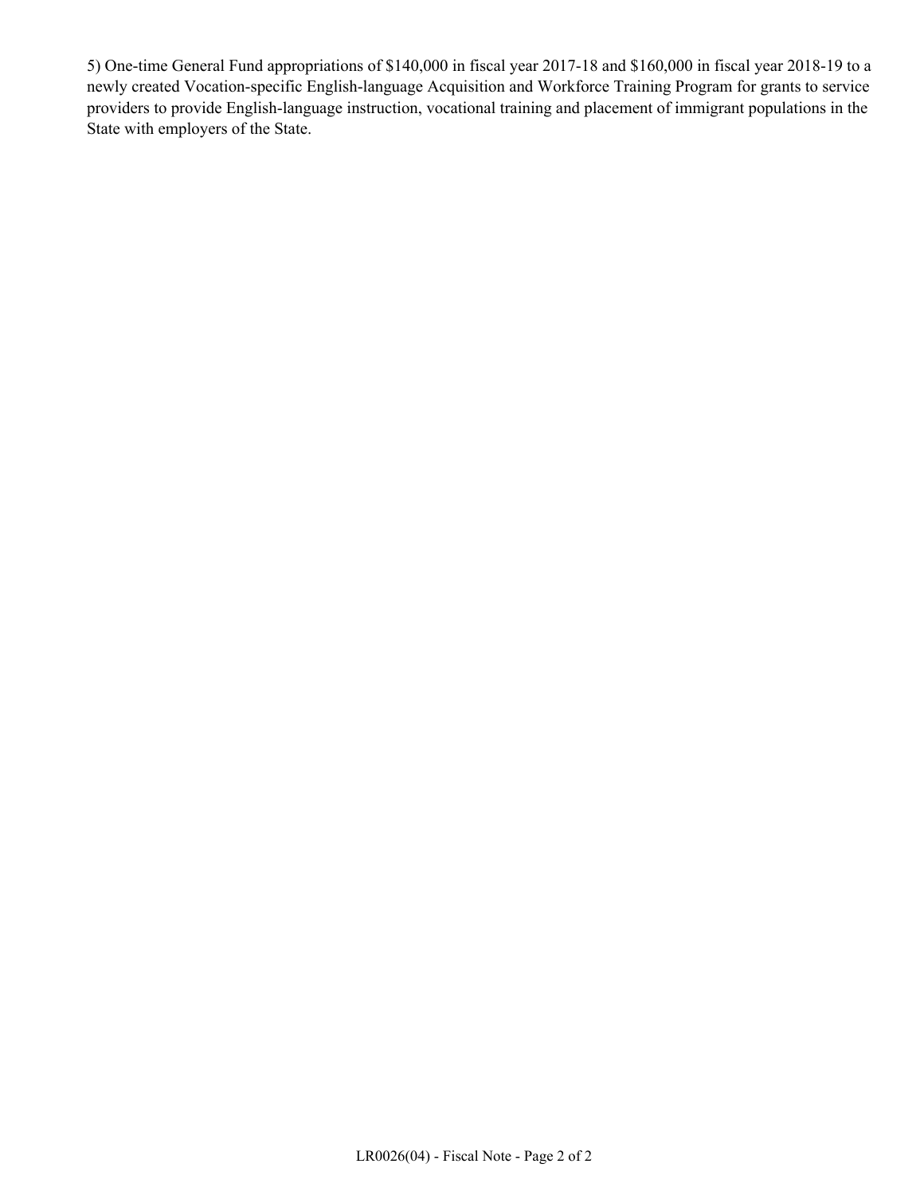5) One-time General Fund appropriations of $140,000 in fiscal year 2017-18 and $160,000 in fiscal year 2018-19 to a newly created Vocation-specific English-language Acquisition and Workforce Training Program for grants to service providers to provide English-language instruction, vocational training and placement of immigrant populations in the State with employers of the State.